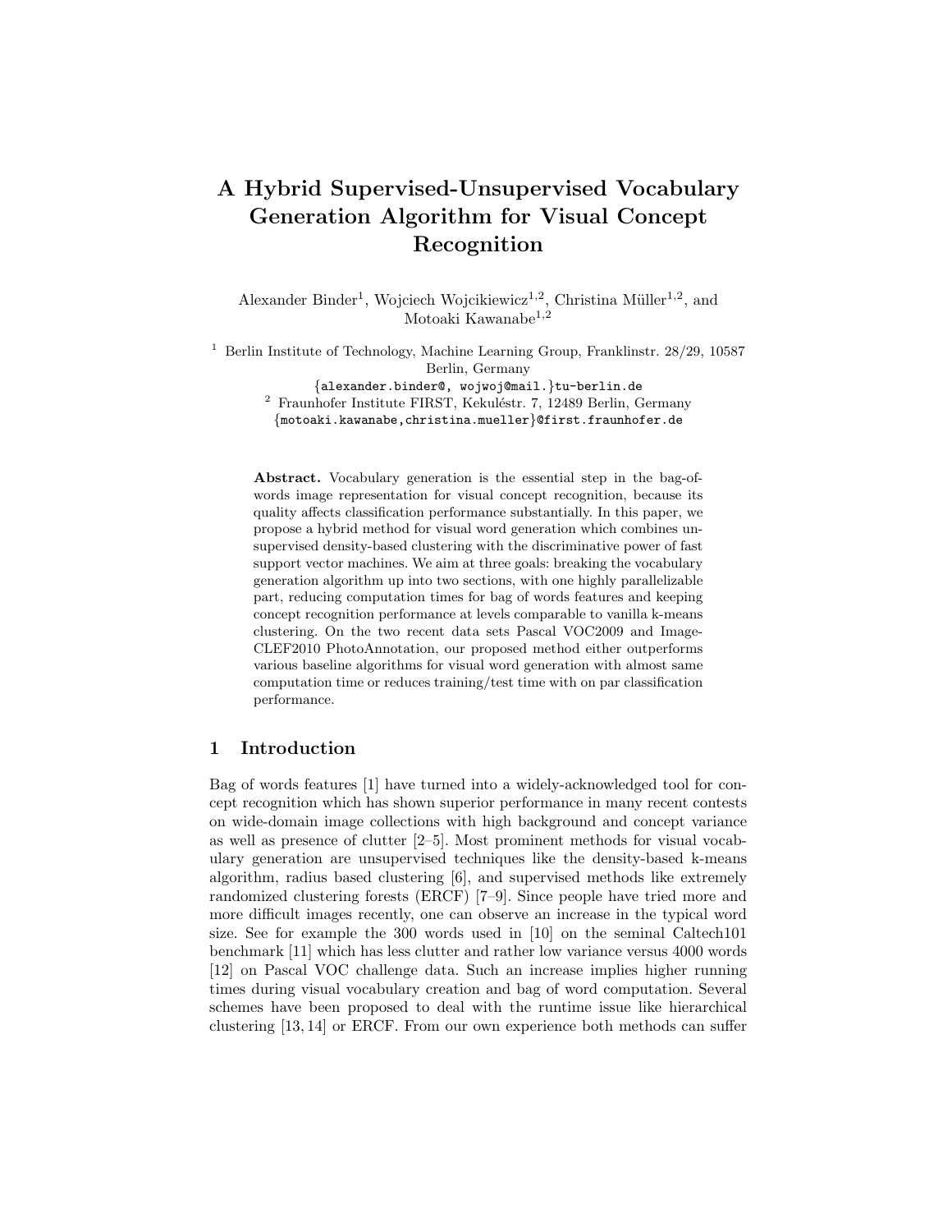# A Hybrid Supervised-Unsupervised Vocabulary Generation Algorithm for Visual Concept Recognition

Alexander Binder[1], Wojciech Wojcikiewicz[1,2], Christina Müller[1,2], and Motoaki Kawanabe[1,2]

[1] Berlin Institute of Technology, Machine Learning Group, Franklinstr. 28/29, 10587 Berlin, Germany
{alexander.binder@, wojwoj@mail.}tu-berlin.de
[2] Fraunhofer Institute FIRST, Kekuléstr. 7, 12489 Berlin, Germany
{motoaki.kawanabe,christina.mueller}@first.fraunhofer.de

**Abstract.** Vocabulary generation is the essential step in the bag-of-words image representation for visual concept recognition, because its quality affects classification performance substantially. In this paper, we propose a hybrid method for visual word generation which combines unsupervised density-based clustering with the discriminative power of fast support vector machines. We aim at three goals: breaking the vocabulary generation algorithm up into two sections, with one highly parallelizable part, reducing computation times for bag of words features and keeping concept recognition performance at levels comparable to vanilla k-means clustering. On the two recent data sets Pascal VOC2009 and ImageCLEF2010 PhotoAnnotation, our proposed method either outperforms various baseline algorithms for visual word generation with almost same computation time or reduces training/test time with on par classification performance.

## 1 Introduction

Bag of words features [1] have turned into a widely-acknowledged tool for concept recognition which has shown superior performance in many recent contests on wide-domain image collections with high background and concept variance as well as presence of clutter [2–5]. Most prominent methods for visual vocabulary generation are unsupervised techniques like the density-based k-means algorithm, radius based clustering [6], and supervised methods like extremely randomized clustering forests (ERCF) [7–9]. Since people have tried more and more difficult images recently, one can observe an increase in the typical word size. See for example the 300 words used in [10] on the seminal Caltech101 benchmark [11] which has less clutter and rather low variance versus 4000 words [12] on Pascal VOC challenge data. Such an increase implies higher running times during visual vocabulary creation and bag of word computation. Several schemes have been proposed to deal with the runtime issue like hierarchical clustering [13, 14] or ERCF. From our own experience both methods can suffer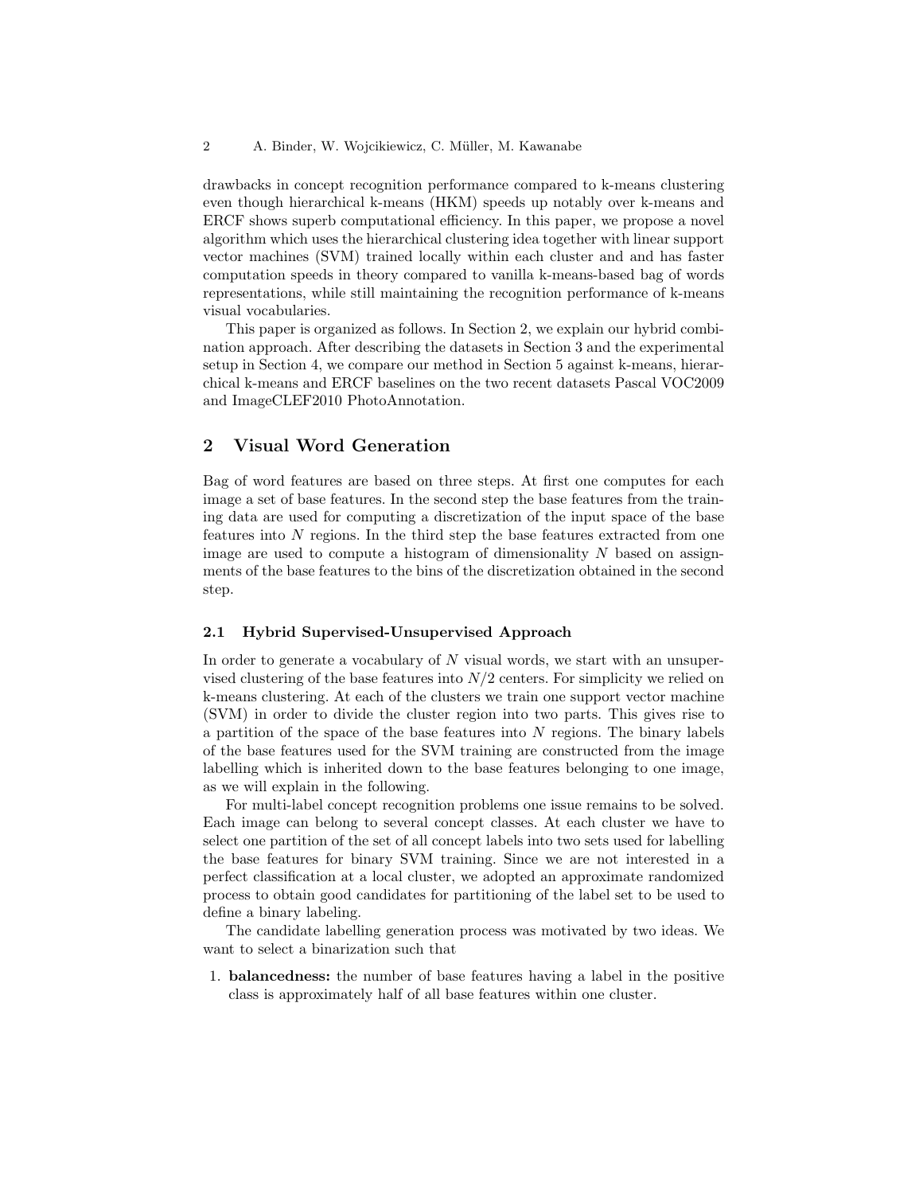drawbacks in concept recognition performance compared to k-means clustering even though hierarchical k-means (HKM) speeds up notably over k-means and ERCF shows superb computational efficiency. In this paper, we propose a novel algorithm which uses the hierarchical clustering idea together with linear support vector machines (SVM) trained locally within each cluster and and has faster computation speeds in theory compared to vanilla k-means-based bag of words representations, while still maintaining the recognition performance of k-means visual vocabularies.

This paper is organized as follows. In Section 2, we explain our hybrid combination approach. After describing the datasets in Section 3 and the experimental setup in Section 4, we compare our method in Section 5 against k-means, hierarchical k-means and ERCF baselines on the two recent datasets Pascal VOC2009 and ImageCLEF2010 PhotoAnnotation.

## 2 Visual Word Generation

Bag of word features are based on three steps. At first one computes for each image a set of base features. In the second step the base features from the training data are used for computing a discretization of the input space of the base features into $N$ regions. In the third step the base features extracted from one image are used to compute a histogram of dimensionality $N$ based on assignments of the base features to the bins of the discretization obtained in the second step.

### 2.1 Hybrid Supervised-Unsupervised Approach

In order to generate a vocabulary of $N$ visual words, we start with an unsupervised clustering of the base features into $N/2$ centers. For simplicity we relied on k-means clustering. At each of the clusters we train one support vector machine (SVM) in order to divide the cluster region into two parts. This gives rise to a partition of the space of the base features into $N$ regions. The binary labels of the base features used for the SVM training are constructed from the image labelling which is inherited down to the base features belonging to one image, as we will explain in the following.

For multi-label concept recognition problems one issue remains to be solved. Each image can belong to several concept classes. At each cluster we have to select one partition of the set of all concept labels into two sets used for labelling the base features for binary SVM training. Since we are not interested in a perfect classification at a local cluster, we adopted an approximate randomized process to obtain good candidates for partitioning of the label set to be used to define a binary labeling.

The candidate labelling generation process was motivated by two ideas. We want to select a binarization such that

1. **balancedness:** the number of base features having a label in the positive class is approximately half of all base features within one cluster.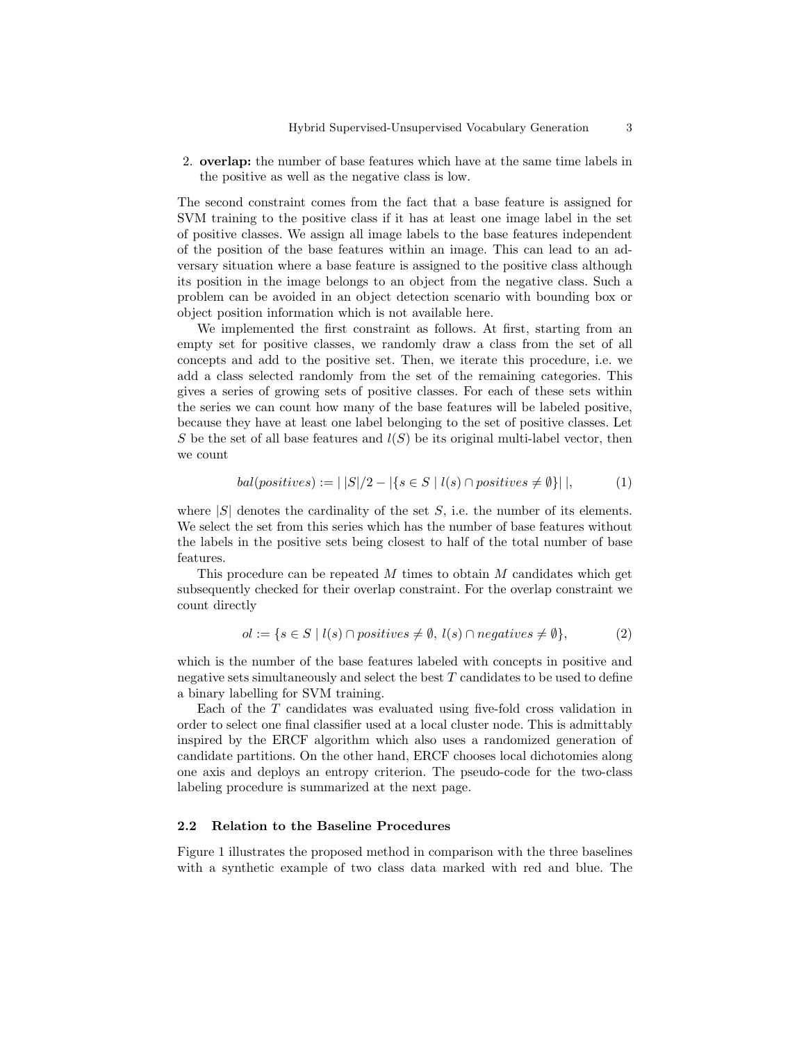2. **overlap:** the number of base features which have at the same time labels in the positive as well as the negative class is low.

The second constraint comes from the fact that a base feature is assigned for SVM training to the positive class if it has at least one image label in the set of positive classes. We assign all image labels to the base features independent of the position of the base features within an image. This can lead to an adversary situation where a base feature is assigned to the positive class although its position in the image belongs to an object from the negative class. Such a problem can be avoided in an object detection scenario with bounding box or object position information which is not available here.

We implemented the first constraint as follows. At first, starting from an empty set for positive classes, we randomly draw a class from the set of all concepts and add to the positive set. Then, we iterate this procedure, i.e. we add a class selected randomly from the set of the remaining categories. This gives a series of growing sets of positive classes. For each of these sets within the series we can count how many of the base features will be labeled positive, because they have at least one label belonging to the set of positive classes. Let $S$ be the set of all base features and $l(S)$ be its original multi-label vector, then we count

$$bal(positives) := \left|\, |S|/2 - |\{s \in S \mid l(s) \cap positives \neq \emptyset\}| \,\right|, \tag{1}$$

where $|S|$ denotes the cardinality of the set $S$, i.e. the number of its elements. We select the set from this series which has the number of base features without the labels in the positive sets being closest to half of the total number of base features.

This procedure can be repeated $M$ times to obtain $M$ candidates which get subsequently checked for their overlap constraint. For the overlap constraint we count directly

$$ol := \{s \in S \mid l(s) \cap positives \neq \emptyset,\ l(s) \cap negatives \neq \emptyset\}, \tag{2}$$

which is the number of the base features labeled with concepts in positive and negative sets simultaneously and select the best $T$ candidates to be used to define a binary labelling for SVM training.

Each of the $T$ candidates was evaluated using five-fold cross validation in order to select one final classifier used at a local cluster node. This is admittably inspired by the ERCF algorithm which also uses a randomized generation of candidate partitions. On the other hand, ERCF chooses local dichotomies along one axis and deploys an entropy criterion. The pseudo-code for the two-class labeling procedure is summarized at the next page.

### 2.2 Relation to the Baseline Procedures

Figure 1 illustrates the proposed method in comparison with the three baselines with a synthetic example of two class data marked with red and blue. The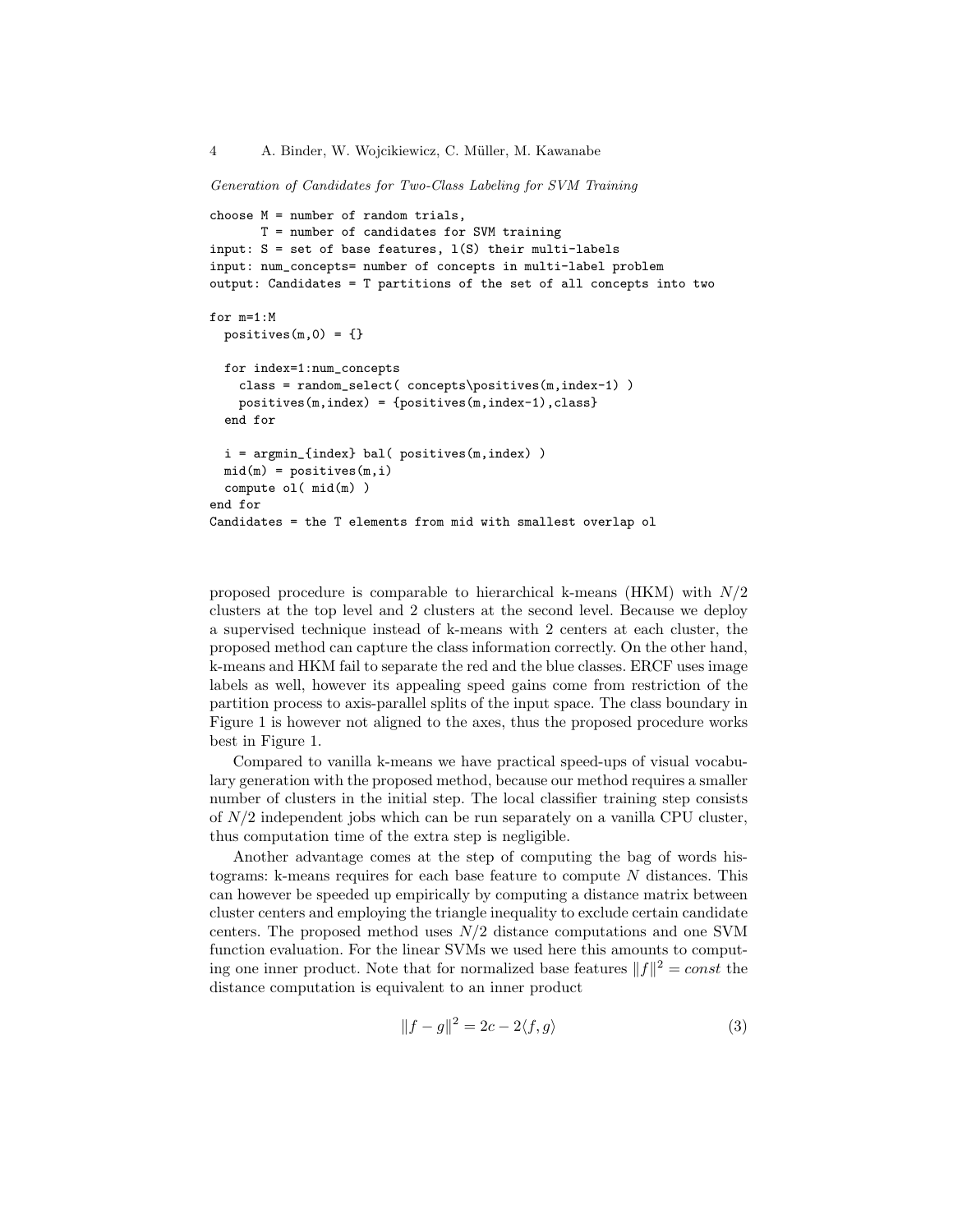*Generation of Candidates for Two-Class Labeling for SVM Training*

```
choose M = number of random trials,
       T = number of candidates for SVM training
input: S = set of base features, l(S) their multi-labels
input: num_concepts= number of concepts in multi-label problem
output: Candidates = T partitions of the set of all concepts into two

for m=1:M
  positives(m,0) = {}

  for index=1:num_concepts
    class = random_select( concepts\positives(m,index-1) )
    positives(m,index) = {positives(m,index-1),class}
  end for

  i = argmin_{index} bal( positives(m,index) )
  mid(m) = positives(m,i)
  compute ol( mid(m) )
end for
Candidates = the T elements from mid with smallest overlap ol
```

proposed procedure is comparable to hierarchical k-means (HKM) with $N/2$ clusters at the top level and 2 clusters at the second level. Because we deploy a supervised technique instead of k-means with 2 centers at each cluster, the proposed method can capture the class information correctly. On the other hand, k-means and HKM fail to separate the red and the blue classes. ERCF uses image labels as well, however its appealing speed gains come from restriction of the partition process to axis-parallel splits of the input space. The class boundary in Figure 1 is however not aligned to the axes, thus the proposed procedure works best in Figure 1.

Compared to vanilla k-means we have practical speed-ups of visual vocabulary generation with the proposed method, because our method requires a smaller number of clusters in the initial step. The local classifier training step consists of $N/2$ independent jobs which can be run separately on a vanilla CPU cluster, thus computation time of the extra step is negligible.

Another advantage comes at the step of computing the bag of words histograms: k-means requires for each base feature to compute $N$ distances. This can however be speeded up empirically by computing a distance matrix between cluster centers and employing the triangle inequality to exclude certain candidate centers. The proposed method uses $N/2$ distance computations and one SVM function evaluation. For the linear SVMs we used here this amounts to computing one inner product. Note that for normalized base features $\|f\|^2 = const$ the distance computation is equivalent to an inner product

$$\|f - g\|^2 = 2c - 2\langle f, g\rangle \tag{3}$$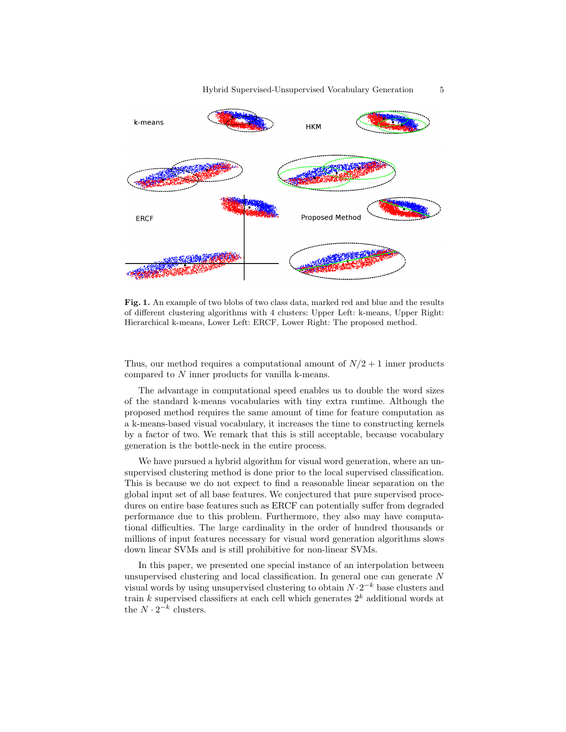**Fig. 1.** An example of two blobs of two class data, marked red and blue and the results of different clustering algorithms with 4 clusters: Upper Left: k-means, Upper Right: Hierarchical k-means, Lower Left: ERCF, Lower Right: The proposed method.

Thus, our method requires a computational amount of $N/2 + 1$ inner products compared to $N$ inner products for vanilla k-means.

The advantage in computational speed enables us to double the word sizes of the standard k-means vocabularies with tiny extra runtime. Although the proposed method requires the same amount of time for feature computation as a k-means-based visual vocabulary, it increases the time to constructing kernels by a factor of two. We remark that this is still acceptable, because vocabulary generation is the bottle-neck in the entire process.

We have pursued a hybrid algorithm for visual word generation, where an unsupervised clustering method is done prior to the local supervised classification. This is because we do not expect to find a reasonable linear separation on the global input set of all base features. We conjectured that pure supervised procedures on entire base features such as ERCF can potentially suffer from degraded performance due to this problem. Furthermore, they also may have computational difficulties. The large cardinality in the order of hundred thousands or millions of input features necessary for visual word generation algorithms slows down linear SVMs and is still prohibitive for non-linear SVMs.

In this paper, we presented one special instance of an interpolation between unsupervised clustering and local classification. In general one can generate $N$ visual words by using unsupervised clustering to obtain $N \cdot 2^{-k}$ base clusters and train $k$ supervised classifiers at each cell which generates $2^k$ additional words at the $N \cdot 2^{-k}$ clusters.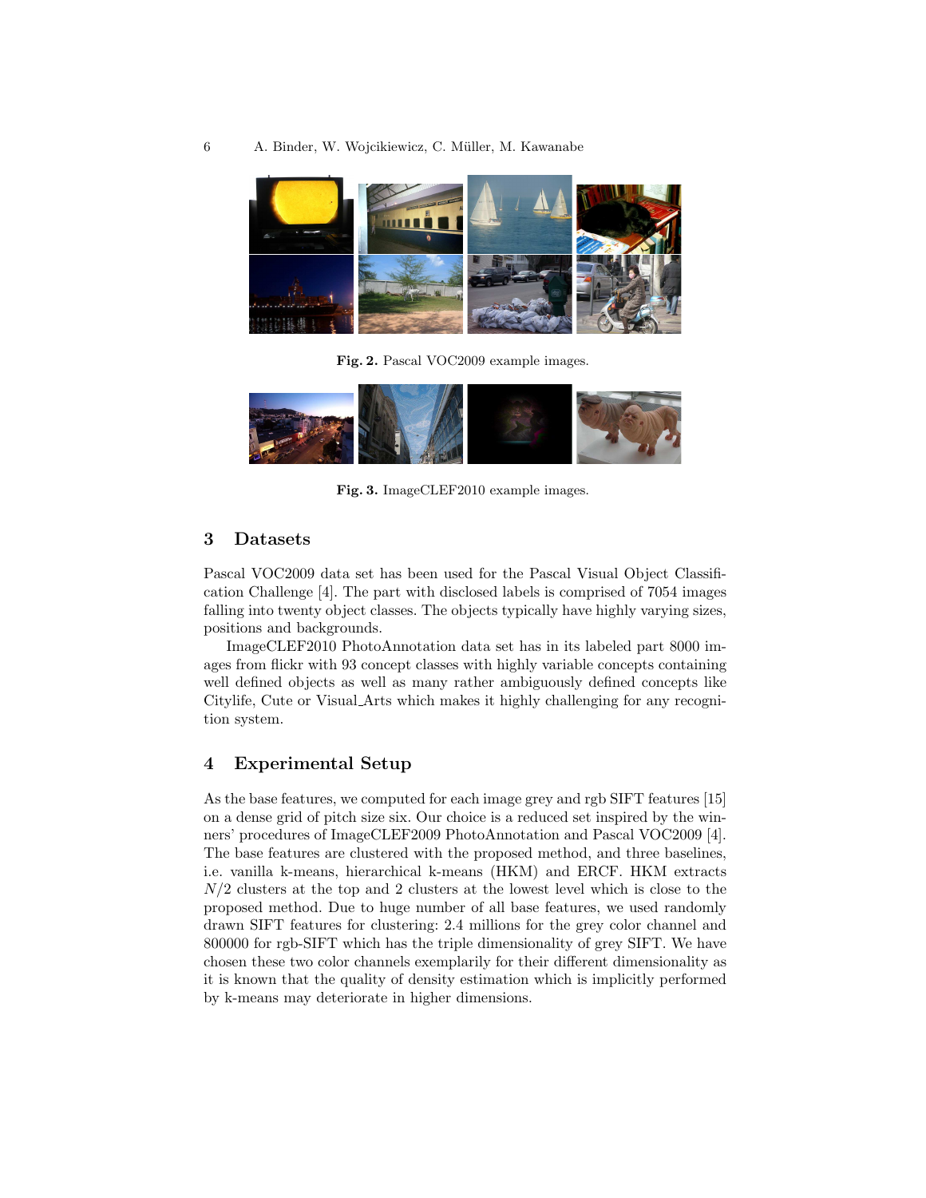**Fig. 2.** Pascal VOC2009 example images.

**Fig. 3.** ImageCLEF2010 example images.

## 3 Datasets

Pascal VOC2009 data set has been used for the Pascal Visual Object Classification Challenge [4]. The part with disclosed labels is comprised of 7054 images falling into twenty object classes. The objects typically have highly varying sizes, positions and backgrounds.

ImageCLEF2010 PhotoAnnotation data set has in its labeled part 8000 images from flickr with 93 concept classes with highly variable concepts containing well defined objects as well as many rather ambiguously defined concepts like Citylife, Cute or Visual_Arts which makes it highly challenging for any recognition system.

## 4 Experimental Setup

As the base features, we computed for each image grey and rgb SIFT features [15] on a dense grid of pitch size six. Our choice is a reduced set inspired by the winners' procedures of ImageCLEF2009 PhotoAnnotation and Pascal VOC2009 [4]. The base features are clustered with the proposed method, and three baselines, i.e. vanilla k-means, hierarchical k-means (HKM) and ERCF. HKM extracts $N/2$ clusters at the top and 2 clusters at the lowest level which is close to the proposed method. Due to huge number of all base features, we used randomly drawn SIFT features for clustering: 2.4 millions for the grey color channel and 800000 for rgb-SIFT which has the triple dimensionality of grey SIFT. We have chosen these two color channels exemplarily for their different dimensionality as it is known that the quality of density estimation which is implicitly performed by k-means may deteriorate in higher dimensions.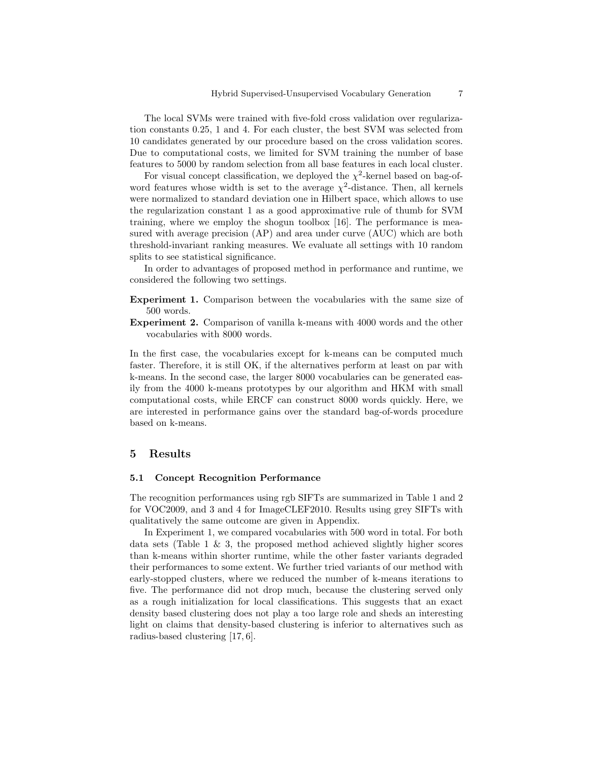The local SVMs were trained with five-fold cross validation over regularization constants 0.25, 1 and 4. For each cluster, the best SVM was selected from 10 candidates generated by our procedure based on the cross validation scores. Due to computational costs, we limited for SVM training the number of base features to 5000 by random selection from all base features in each local cluster.

For visual concept classification, we deployed the $\chi^2$-kernel based on bag-of-word features whose width is set to the average $\chi^2$-distance. Then, all kernels were normalized to standard deviation one in Hilbert space, which allows to use the regularization constant 1 as a good approximative rule of thumb for SVM training, where we employ the shogun toolbox [16]. The performance is measured with average precision (AP) and area under curve (AUC) which are both threshold-invariant ranking measures. We evaluate all settings with 10 random splits to see statistical significance.

In order to advantages of proposed method in performance and runtime, we considered the following two settings.

**Experiment 1.** Comparison between the vocabularies with the same size of 500 words.

**Experiment 2.** Comparison of vanilla k-means with 4000 words and the other vocabularies with 8000 words.

In the first case, the vocabularies except for k-means can be computed much faster. Therefore, it is still OK, if the alternatives perform at least on par with k-means. In the second case, the larger 8000 vocabularies can be generated easily from the 4000 k-means prototypes by our algorithm and HKM with small computational costs, while ERCF can construct 8000 words quickly. Here, we are interested in performance gains over the standard bag-of-words procedure based on k-means.

## 5 Results

### 5.1 Concept Recognition Performance

The recognition performances using rgb SIFTs are summarized in Table 1 and 2 for VOC2009, and 3 and 4 for ImageCLEF2010. Results using grey SIFTs with qualitatively the same outcome are given in Appendix.

In Experiment 1, we compared vocabularies with 500 word in total. For both data sets (Table 1 & 3, the proposed method achieved slightly higher scores than k-means within shorter runtime, while the other faster variants degraded their performances to some extent. We further tried variants of our method with early-stopped clusters, where we reduced the number of k-means iterations to five. The performance did not drop much, because the clustering served only as a rough initialization for local classifications. This suggests that an exact density based clustering does not play a too large role and sheds an interesting light on claims that density-based clustering is inferior to alternatives such as radius-based clustering [17, 6].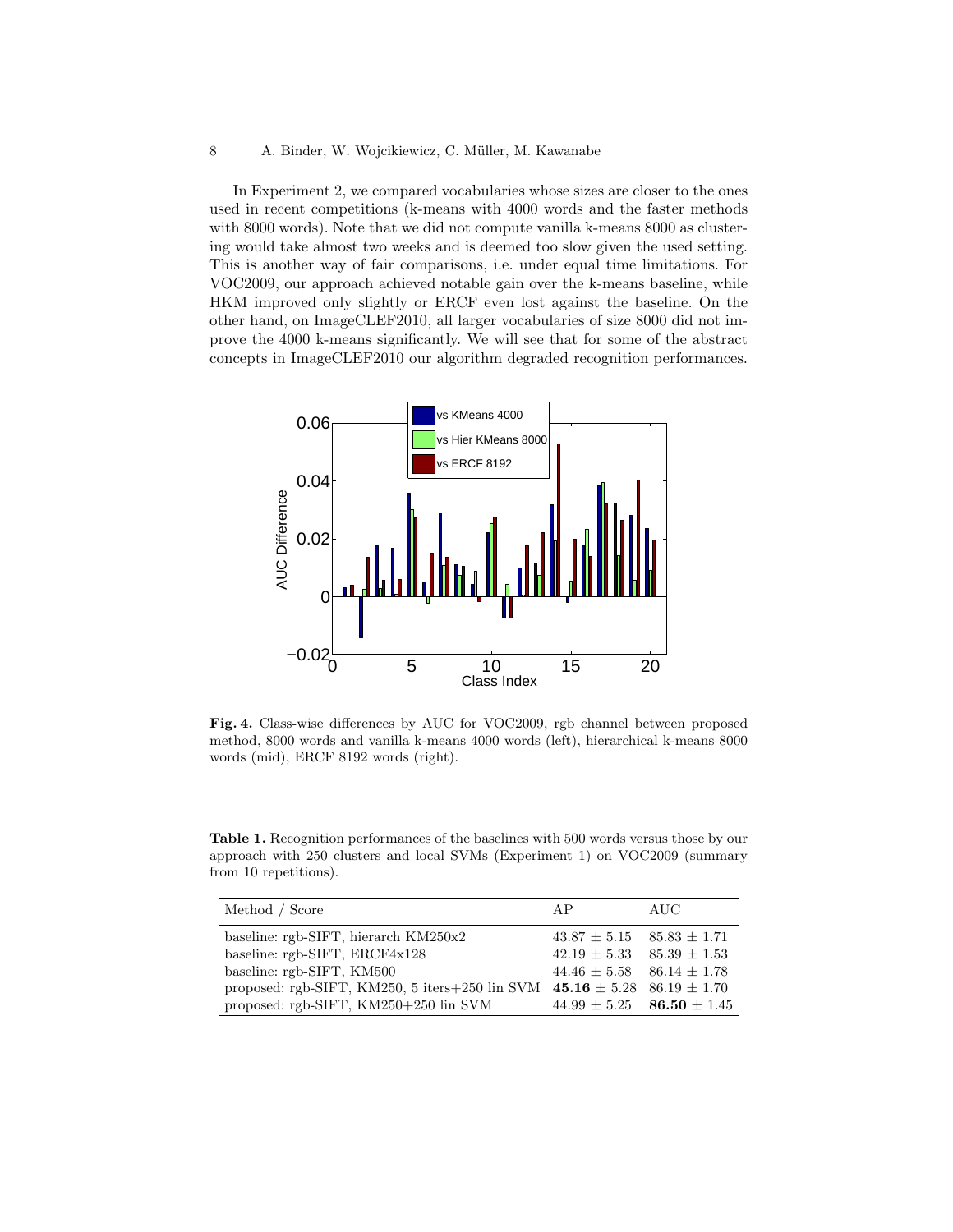In Experiment 2, we compared vocabularies whose sizes are closer to the ones used in recent competitions (k-means with 4000 words and the faster methods with 8000 words). Note that we did not compute vanilla k-means 8000 as clustering would take almost two weeks and is deemed too slow given the used setting. This is another way of fair comparisons, i.e. under equal time limitations. For VOC2009, our approach achieved notable gain over the k-means baseline, while HKM improved only slightly or ERCF even lost against the baseline. On the other hand, on ImageCLEF2010, all larger vocabularies of size 8000 did not improve the 4000 k-means significantly. We will see that for some of the abstract concepts in ImageCLEF2010 our algorithm degraded recognition performances.

**Fig. 4.** Class-wise differences by AUC for VOC2009, rgb channel between proposed method, 8000 words and vanilla k-means 4000 words (left), hierarchical k-means 8000 words (mid), ERCF 8192 words (right).

**Table 1.** Recognition performances of the baselines with 500 words versus those by our approach with 250 clusters and local SVMs (Experiment 1) on VOC2009 (summary from 10 repetitions).

| Method / Score | AP | AUC |
|---|---|---|
| baseline: rgb-SIFT, hierarch KM250x2 | $43.87 \pm 5.15$ | $85.83 \pm 1.71$ |
| baseline: rgb-SIFT, ERCF4x128 | $42.19 \pm 5.33$ | $85.39 \pm 1.53$ |
| baseline: rgb-SIFT, KM500 | $44.46 \pm 5.58$ | $86.14 \pm 1.78$ |
| proposed: rgb-SIFT, KM250, 5 iters+250 lin SVM | $\mathbf{45.16} \pm 5.28$ | $86.19 \pm 1.70$ |
| proposed: rgb-SIFT, KM250+250 lin SVM | $44.99 \pm 5.25$ | $\mathbf{86.50} \pm 1.45$ |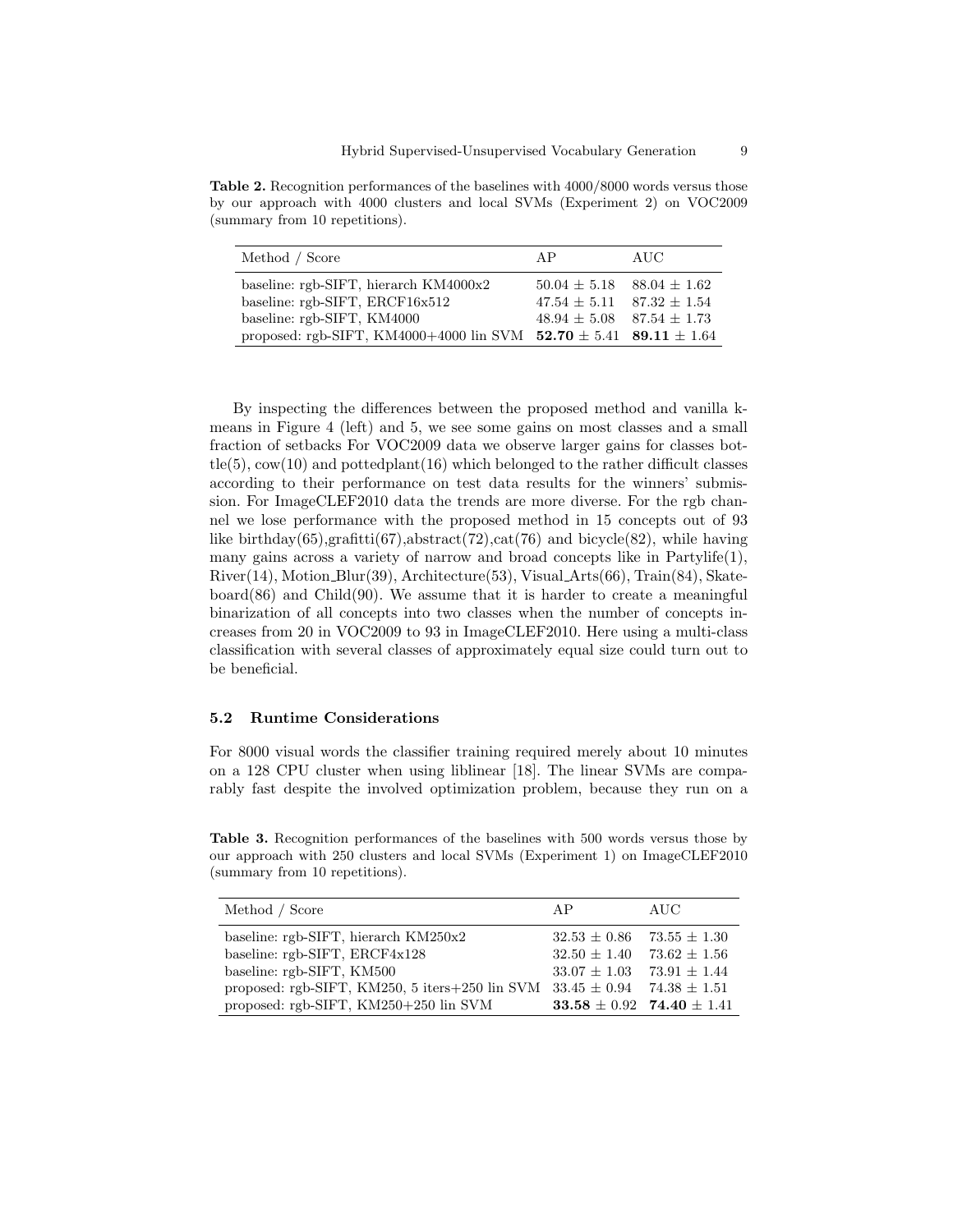**Table 2.** Recognition performances of the baselines with 4000/8000 words versus those by our approach with 4000 clusters and local SVMs (Experiment 2) on VOC2009 (summary from 10 repetitions).

| Method / Score | AP | AUC |
|---|---|---|
| baseline: rgb-SIFT, hierarch KM4000x2 | $50.04 \pm 5.18$ | $88.04 \pm 1.62$ |
| baseline: rgb-SIFT, ERCF16x512 | $47.54 \pm 5.11$ | $87.32 \pm 1.54$ |
| baseline: rgb-SIFT, KM4000 | $48.94 \pm 5.08$ | $87.54 \pm 1.73$ |
| proposed: rgb-SIFT, KM4000+4000 lin SVM | $\mathbf{52.70} \pm 5.41$ | $\mathbf{89.11} \pm 1.64$ |

By inspecting the differences between the proposed method and vanilla k-means in Figure 4 (left) and 5, we see some gains on most classes and a small fraction of setbacks For VOC2009 data we observe larger gains for classes bottle(5), cow(10) and pottedplant(16) which belonged to the rather difficult classes according to their performance on test data results for the winners' submission. For ImageCLEF2010 data the trends are more diverse. For the rgb channel we lose performance with the proposed method in 15 concepts out of 93 like birthday(65),grafitti(67),abstract(72),cat(76) and bicycle(82), while having many gains across a variety of narrow and broad concepts like in Partylife(1), River(14), Motion_Blur(39), Architecture(53), Visual_Arts(66), Train(84), Skateboard(86) and Child(90). We assume that it is harder to create a meaningful binarization of all concepts into two classes when the number of concepts increases from 20 in VOC2009 to 93 in ImageCLEF2010. Here using a multi-class classification with several classes of approximately equal size could turn out to be beneficial.

### 5.2 Runtime Considerations

For 8000 visual words the classifier training required merely about 10 minutes on a 128 CPU cluster when using liblinear [18]. The linear SVMs are comparably fast despite the involved optimization problem, because they run on a

**Table 3.** Recognition performances of the baselines with 500 words versus those by our approach with 250 clusters and local SVMs (Experiment 1) on ImageCLEF2010 (summary from 10 repetitions).

| Method / Score | AP | AUC |
|---|---|---|
| baseline: rgb-SIFT, hierarch KM250x2 | $32.53 \pm 0.86$ | $73.55 \pm 1.30$ |
| baseline: rgb-SIFT, ERCF4x128 | $32.50 \pm 1.40$ | $73.62 \pm 1.56$ |
| baseline: rgb-SIFT, KM500 | $33.07 \pm 1.03$ | $73.91 \pm 1.44$ |
| proposed: rgb-SIFT, KM250, 5 iters+250 lin SVM | $33.45 \pm 0.94$ | $74.38 \pm 1.51$ |
| proposed: rgb-SIFT, KM250+250 lin SVM | $\mathbf{33.58} \pm 0.92$ | $\mathbf{74.40} \pm 1.41$ |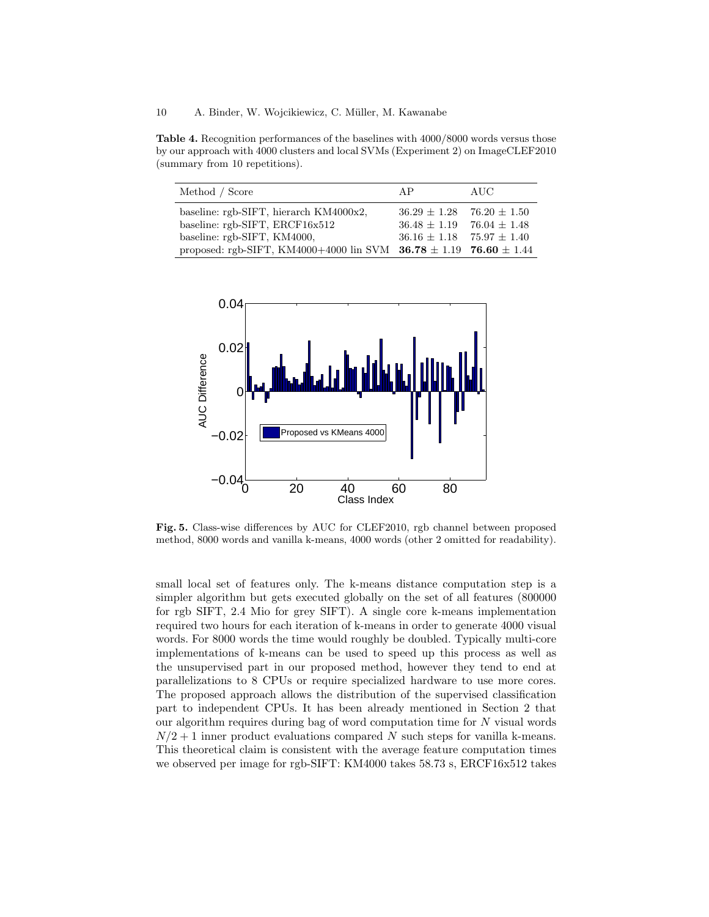**Table 4.** Recognition performances of the baselines with 4000/8000 words versus those by our approach with 4000 clusters and local SVMs (Experiment 2) on ImageCLEF2010 (summary from 10 repetitions).

| Method / Score | AP | AUC |
|---|---|---|
| baseline: rgb-SIFT, hierarch KM4000x2, | $36.29 \pm 1.28$ | $76.20 \pm 1.50$ |
| baseline: rgb-SIFT, ERCF16x512 | $36.48 \pm 1.19$ | $76.04 \pm 1.48$ |
| baseline: rgb-SIFT, KM4000, | $36.16 \pm 1.18$ | $75.97 \pm 1.40$ |
| proposed: rgb-SIFT, KM4000+4000 lin SVM | $\mathbf{36.78} \pm 1.19$ | $\mathbf{76.60} \pm 1.44$ |

**Fig. 5.** Class-wise differences by AUC for CLEF2010, rgb channel between proposed method, 8000 words and vanilla k-means, 4000 words (other 2 omitted for readability).

small local set of features only. The k-means distance computation step is a simpler algorithm but gets executed globally on the set of all features (800000 for rgb SIFT, 2.4 Mio for grey SIFT). A single core k-means implementation required two hours for each iteration of k-means in order to generate 4000 visual words. For 8000 words the time would roughly be doubled. Typically multi-core implementations of k-means can be used to speed up this process as well as the unsupervised part in our proposed method, however they tend to end at parallelizations to 8 CPUs or require specialized hardware to use more cores. The proposed approach allows the distribution of the supervised classification part to independent CPUs. It has been already mentioned in Section 2 that our algorithm requires during bag of word computation time for $N$ visual words $N/2 + 1$ inner product evaluations compared $N$ such steps for vanilla k-means. This theoretical claim is consistent with the average feature computation times we observed per image for rgb-SIFT: KM4000 takes 58.73 s, ERCF16x512 takes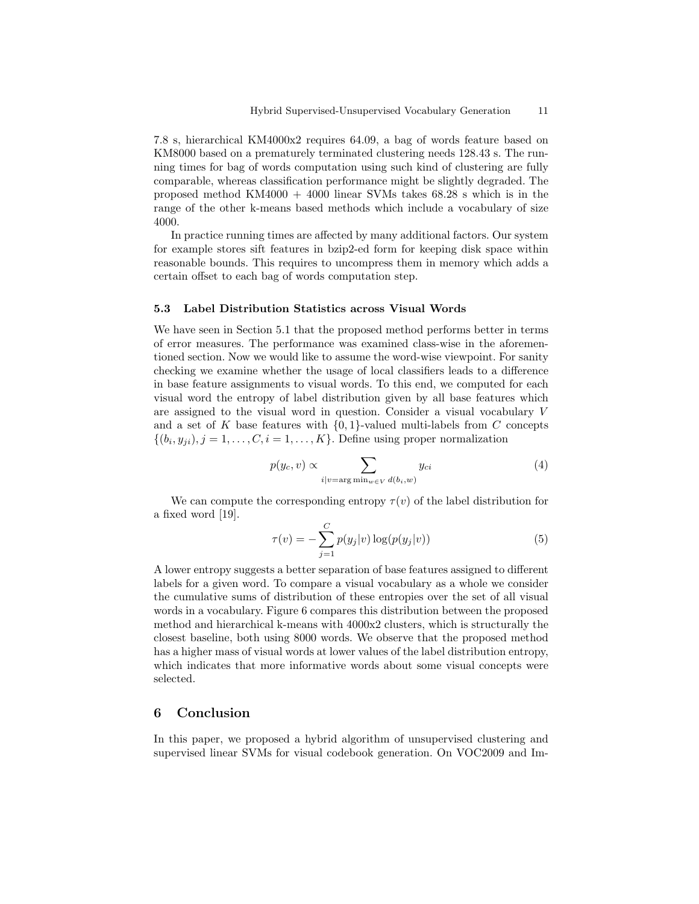7.8 s, hierarchical KM4000x2 requires 64.09, a bag of words feature based on KM8000 based on a prematurely terminated clustering needs 128.43 s. The running times for bag of words computation using such kind of clustering are fully comparable, whereas classification performance might be slightly degraded. The proposed method KM4000 + 4000 linear SVMs takes 68.28 s which is in the range of the other k-means based methods which include a vocabulary of size 4000.

In practice running times are affected by many additional factors. Our system for example stores sift features in bzip2-ed form for keeping disk space within reasonable bounds. This requires to uncompress them in memory which adds a certain offset to each bag of words computation step.

### 5.3 Label Distribution Statistics across Visual Words

We have seen in Section 5.1 that the proposed method performs better in terms of error measures. The performance was examined class-wise in the aforementioned section. Now we would like to assume the word-wise viewpoint. For sanity checking we examine whether the usage of local classifiers leads to a difference in base feature assignments to visual words. To this end, we computed for each visual word the entropy of label distribution given by all base features which are assigned to the visual word in question. Consider a visual vocabulary $V$ and a set of $K$ base features with $\{0, 1\}$-valued multi-labels from $C$ concepts $\{(b_i, y_{ji}), j = 1, \ldots, C, i = 1, \ldots, K\}$. Define using proper normalization

$$p(y_c, v) \propto \sum_{i | v = \arg\min_{w \in V} d(b_i, w)} y_{ci} \tag{4}$$

We can compute the corresponding entropy $\tau(v)$ of the label distribution for a fixed word [19].

$$\tau(v) = -\sum_{j=1}^{C} p(y_j|v) \log(p(y_j|v)) \tag{5}$$

A lower entropy suggests a better separation of base features assigned to different labels for a given word. To compare a visual vocabulary as a whole we consider the cumulative sums of distribution of these entropies over the set of all visual words in a vocabulary. Figure 6 compares this distribution between the proposed method and hierarchical k-means with 4000x2 clusters, which is structurally the closest baseline, both using 8000 words. We observe that the proposed method has a higher mass of visual words at lower values of the label distribution entropy, which indicates that more informative words about some visual concepts were selected.

## 6 Conclusion

In this paper, we proposed a hybrid algorithm of unsupervised clustering and supervised linear SVMs for visual codebook generation. On VOC2009 and Im-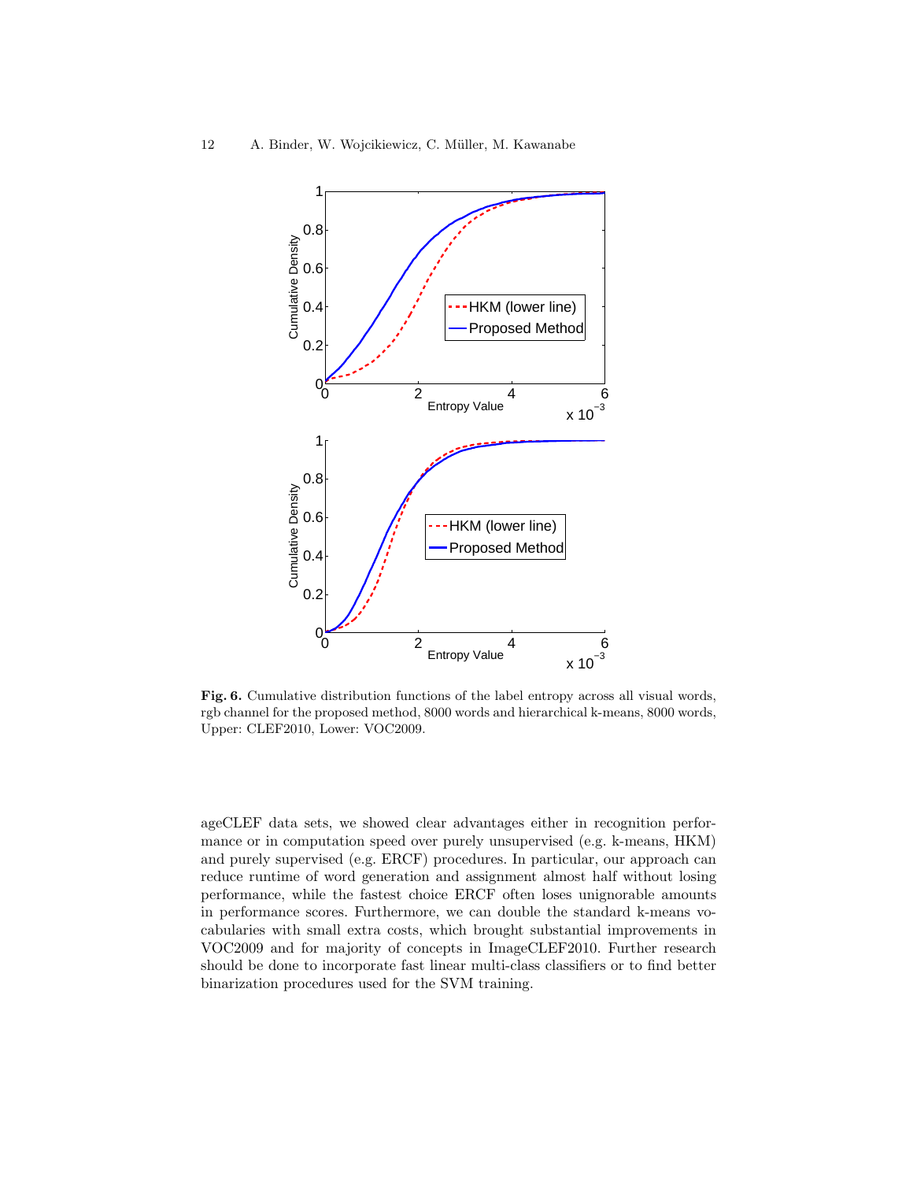**Fig. 6.** Cumulative distribution functions of the label entropy across all visual words, rgb channel for the proposed method, 8000 words and hierarchical k-means, 8000 words, Upper: CLEF2010, Lower: VOC2009.

ageCLEF data sets, we showed clear advantages either in recognition performance or in computation speed over purely unsupervised (e.g. k-means, HKM) and purely supervised (e.g. ERCF) procedures. In particular, our approach can reduce runtime of word generation and assignment almost half without losing performance, while the fastest choice ERCF often loses unignorable amounts in performance scores. Furthermore, we can double the standard k-means vocabularies with small extra costs, which brought substantial improvements in VOC2009 and for majority of concepts in ImageCLEF2010. Further research should be done to incorporate fast linear multi-class classifiers or to find better binarization procedures used for the SVM training.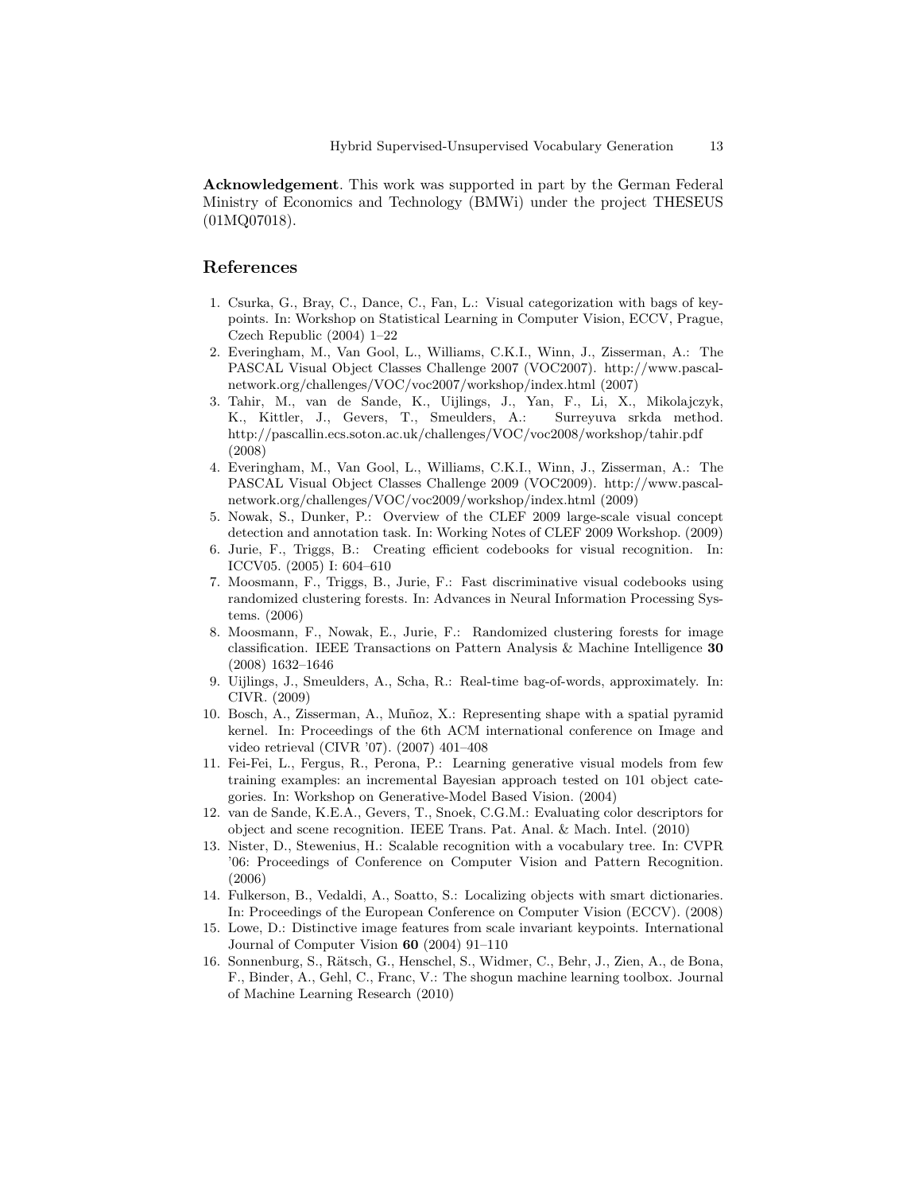**Acknowledgement**. This work was supported in part by the German Federal Ministry of Economics and Technology (BMWi) under the project THESEUS (01MQ07018).

## References

1. Csurka, G., Bray, C., Dance, C., Fan, L.: Visual categorization with bags of keypoints. In: Workshop on Statistical Learning in Computer Vision, ECCV, Prague, Czech Republic (2004) 1–22
2. Everingham, M., Van Gool, L., Williams, C.K.I., Winn, J., Zisserman, A.: The PASCAL Visual Object Classes Challenge 2007 (VOC2007). http://www.pascal-network.org/challenges/VOC/voc2007/workshop/index.html (2007)
3. Tahir, M., van de Sande, K., Uijlings, J., Yan, F., Li, X., Mikolajczyk, K., Kittler, J., Gevers, T., Smeulders, A.: Surreyuva srkda method. http://pascallin.ecs.soton.ac.uk/challenges/VOC/voc2008/workshop/tahir.pdf (2008)
4. Everingham, M., Van Gool, L., Williams, C.K.I., Winn, J., Zisserman, A.: The PASCAL Visual Object Classes Challenge 2009 (VOC2009). http://www.pascal-network.org/challenges/VOC/voc2009/workshop/index.html (2009)
5. Nowak, S., Dunker, P.: Overview of the CLEF 2009 large-scale visual concept detection and annotation task. In: Working Notes of CLEF 2009 Workshop. (2009)
6. Jurie, F., Triggs, B.: Creating efficient codebooks for visual recognition. In: ICCV05. (2005) I: 604–610
7. Moosmann, F., Triggs, B., Jurie, F.: Fast discriminative visual codebooks using randomized clustering forests. In: Advances in Neural Information Processing Systems. (2006)
8. Moosmann, F., Nowak, E., Jurie, F.: Randomized clustering forests for image classification. IEEE Transactions on Pattern Analysis & Machine Intelligence **30** (2008) 1632–1646
9. Uijlings, J., Smeulders, A., Scha, R.: Real-time bag-of-words, approximately. In: CIVR. (2009)
10. Bosch, A., Zisserman, A., Muñoz, X.: Representing shape with a spatial pyramid kernel. In: Proceedings of the 6th ACM international conference on Image and video retrieval (CIVR '07). (2007) 401–408
11. Fei-Fei, L., Fergus, R., Perona, P.: Learning generative visual models from few training examples: an incremental Bayesian approach tested on 101 object categories. In: Workshop on Generative-Model Based Vision. (2004)
12. van de Sande, K.E.A., Gevers, T., Snoek, C.G.M.: Evaluating color descriptors for object and scene recognition. IEEE Trans. Pat. Anal. & Mach. Intel. (2010)
13. Nister, D., Stewenius, H.: Scalable recognition with a vocabulary tree. In: CVPR '06: Proceedings of Conference on Computer Vision and Pattern Recognition. (2006)
14. Fulkerson, B., Vedaldi, A., Soatto, S.: Localizing objects with smart dictionaries. In: Proceedings of the European Conference on Computer Vision (ECCV). (2008)
15. Lowe, D.: Distinctive image features from scale invariant keypoints. International Journal of Computer Vision **60** (2004) 91–110
16. Sonnenburg, S., Rätsch, G., Henschel, S., Widmer, C., Behr, J., Zien, A., de Bona, F., Binder, A., Gehl, C., Franc, V.: The shogun machine learning toolbox. Journal of Machine Learning Research (2010)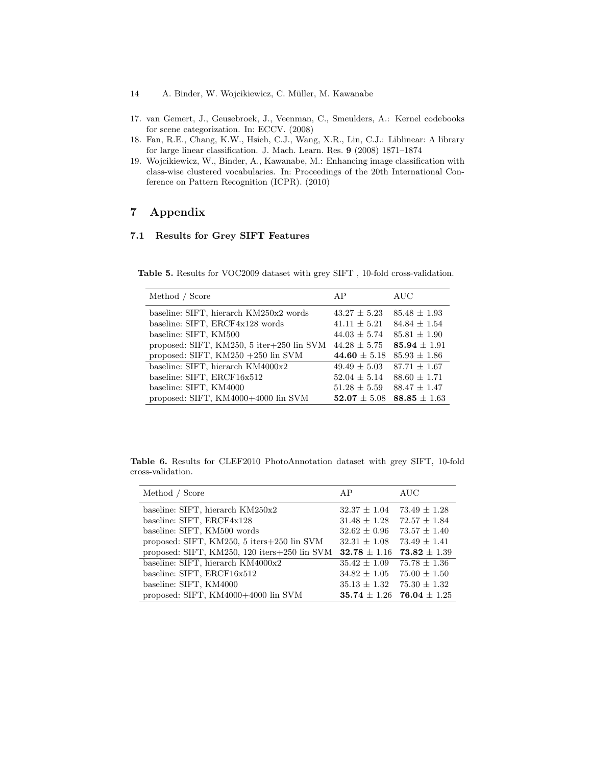17. van Gemert, J., Geusebroek, J., Veenman, C., Smeulders, A.: Kernel codebooks for scene categorization. In: ECCV. (2008)
18. Fan, R.E., Chang, K.W., Hsieh, C.J., Wang, X.R., Lin, C.J.: Liblinear: A library for large linear classification. J. Mach. Learn. Res. **9** (2008) 1871–1874
19. Wojcikiewicz, W., Binder, A., Kawanabe, M.: Enhancing image classification with class-wise clustered vocabularies. In: Proceedings of the 20th International Conference on Pattern Recognition (ICPR). (2010)

# 7 Appendix

## 7.1 Results for Grey SIFT Features

**Table 5.** Results for VOC2009 dataset with grey SIFT , 10-fold cross-validation.

| Method / Score | AP | AUC |
|---|---|---|
| baseline: SIFT, hierarch KM250x2 words | 43.27 ± 5.23 | 85.48 ± 1.93 |
| baseline: SIFT, ERCF4x128 words | 41.11 ± 5.21 | 84.84 ± 1.54 |
| baseline: SIFT, KM500 | 44.03 ± 5.74 | 85.81 ± 1.90 |
| proposed: SIFT, KM250, 5 iter+250 lin SVM | 44.28 ± 5.75 | **85.94** ± 1.91 |
| proposed: SIFT, KM250 +250 lin SVM | **44.60** ± 5.18 | 85.93 ± 1.86 |
| baseline: SIFT, hierarch KM4000x2 | 49.49 ± 5.03 | 87.71 ± 1.67 |
| baseline: SIFT, ERCF16x512 | 52.04 ± 5.14 | 88.60 ± 1.71 |
| baseline: SIFT, KM4000 | 51.28 ± 5.59 | 88.47 ± 1.47 |
| proposed: SIFT, KM4000+4000 lin SVM | **52.07** ± 5.08 | **88.85** ± 1.63 |

**Table 6.** Results for CLEF2010 PhotoAnnotation dataset with grey SIFT, 10-fold cross-validation.

| Method / Score | AP | AUC |
|---|---|---|
| baseline: SIFT, hierarch KM250x2 | 32.37 ± 1.04 | 73.49 ± 1.28 |
| baseline: SIFT, ERCF4x128 | 31.48 ± 1.28 | 72.57 ± 1.84 |
| baseline: SIFT, KM500 words | 32.62 ± 0.96 | 73.57 ± 1.40 |
| proposed: SIFT, KM250, 5 iters+250 lin SVM | 32.31 ± 1.08 | 73.49 ± 1.41 |
| proposed: SIFT, KM250, 120 iters+250 lin SVM | **32.78** ± 1.16 | **73.82** ± 1.39 |
| baseline: SIFT, hierarch KM4000x2 | 35.42 ± 1.09 | 75.78 ± 1.36 |
| baseline: SIFT, ERCF16x512 | 34.82 ± 1.05 | 75.00 ± 1.50 |
| baseline: SIFT, KM4000 | 35.13 ± 1.32 | 75.30 ± 1.32 |
| proposed: SIFT, KM4000+4000 lin SVM | **35.74** ± 1.26 | **76.04** ± 1.25 |